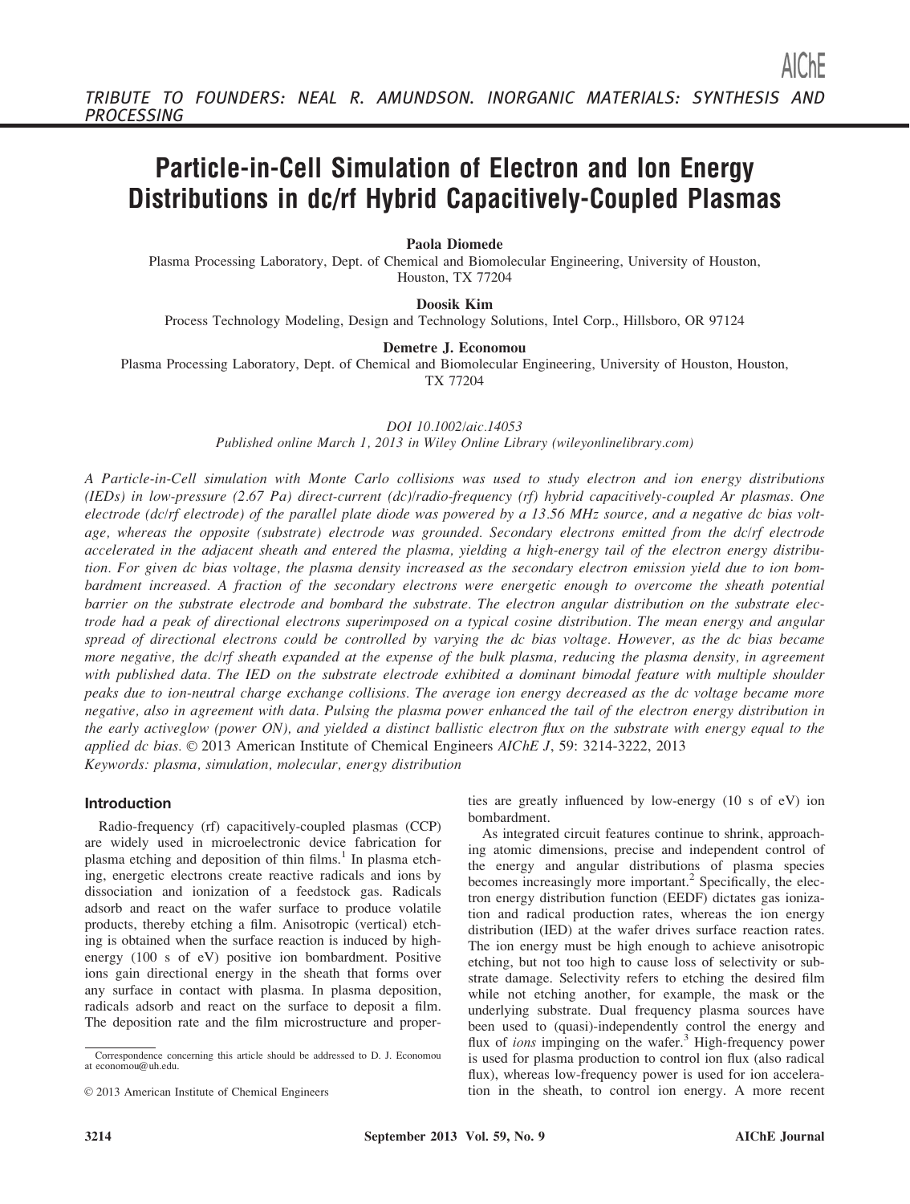TRIBUTE TO FOUNDERS: NEAL R. AMUNDSON. INORGANIC MATERIALS: SYNTHESIS AND PROCESSING

# Particle-in-Cell Simulation of Electron and Ion Energy Distributions in dc/rf Hybrid Capacitively-Coupled Plasmas

**Paola Diomede**
Plasma Processing Laboratory, Dept. of Chemical and Biomolecular Engineering, University of Houston, Houston, TX 77204

**Doosik Kim**
Process Technology Modeling, Design and Technology Solutions, Intel Corp., Hillsboro, OR 97124

**Demetre J. Economou**
Plasma Processing Laboratory, Dept. of Chemical and Biomolecular Engineering, University of Houston, Houston, TX 77204

*DOI 10.1002/aic.14053*
*Published online March 1, 2013 in Wiley Online Library (wileyonlinelibrary.com)*

*A Particle-in-Cell simulation with Monte Carlo collisions was used to study electron and ion energy distributions (IEDs) in low-pressure (2.67 Pa) direct-current (dc)/radio-frequency (rf) hybrid capacitively-coupled Ar plasmas. One electrode (dc/rf electrode) of the parallel plate diode was powered by a 13.56 MHz source, and a negative dc bias voltage, whereas the opposite (substrate) electrode was grounded. Secondary electrons emitted from the dc/rf electrode accelerated in the adjacent sheath and entered the plasma, yielding a high-energy tail of the electron energy distribution. For given dc bias voltage, the plasma density increased as the secondary electron emission yield due to ion bombardment increased. A fraction of the secondary electrons were energetic enough to overcome the sheath potential barrier on the substrate electrode and bombard the substrate. The electron angular distribution on the substrate electrode had a peak of directional electrons superimposed on a typical cosine distribution. The mean energy and angular spread of directional electrons could be controlled by varying the dc bias voltage. However, as the dc bias became more negative, the dc/rf sheath expanded at the expense of the bulk plasma, reducing the plasma density, in agreement with published data. The IED on the substrate electrode exhibited a dominant bimodal feature with multiple shoulder peaks due to ion-neutral charge exchange collisions. The average ion energy decreased as the dc voltage became more negative, also in agreement with data. Pulsing the plasma power enhanced the tail of the electron energy distribution in the early activeglow (power ON), and yielded a distinct ballistic electron flux on the substrate with energy equal to the applied dc bias.* © 2013 American Institute of Chemical Engineers *AIChE J*, 59: 3214-3222, 2013
*Keywords: plasma, simulation, molecular, energy distribution*

## Introduction

Radio-frequency (rf) capacitively-coupled plasmas (CCP) are widely used in microelectronic device fabrication for plasma etching and deposition of thin films.[1] In plasma etching, energetic electrons create reactive radicals and ions by dissociation and ionization of a feedstock gas. Radicals adsorb and react on the wafer surface to produce volatile products, thereby etching a film. Anisotropic (vertical) etching is obtained when the surface reaction is induced by high-energy (100 s of eV) positive ion bombardment. Positive ions gain directional energy in the sheath that forms over any surface in contact with plasma. In plasma deposition, radicals adsorb and react on the surface to deposit a film. The deposition rate and the film microstructure and properties are greatly influenced by low-energy (10 s of eV) ion bombardment.

As integrated circuit features continue to shrink, approaching atomic dimensions, precise and independent control of the energy and angular distributions of plasma species becomes increasingly more important.[2] Specifically, the electron energy distribution function (EEDF) dictates gas ionization and radical production rates, whereas the ion energy distribution (IED) at the wafer drives surface reaction rates. The ion energy must be high enough to achieve anisotropic etching, but not too high to cause loss of selectivity or substrate damage. Selectivity refers to etching the desired film while not etching another, for example, the mask or the underlying substrate. Dual frequency plasma sources have been used to (quasi)-independently control the energy and flux of *ions* impinging on the wafer.[3] High-frequency power is used for plasma production to control ion flux (also radical flux), whereas low-frequency power is used for ion acceleration in the sheath, to control ion energy. A more recent

Correspondence concerning this article should be addressed to D. J. Economou at economou@uh.edu.

© 2013 American Institute of Chemical Engineers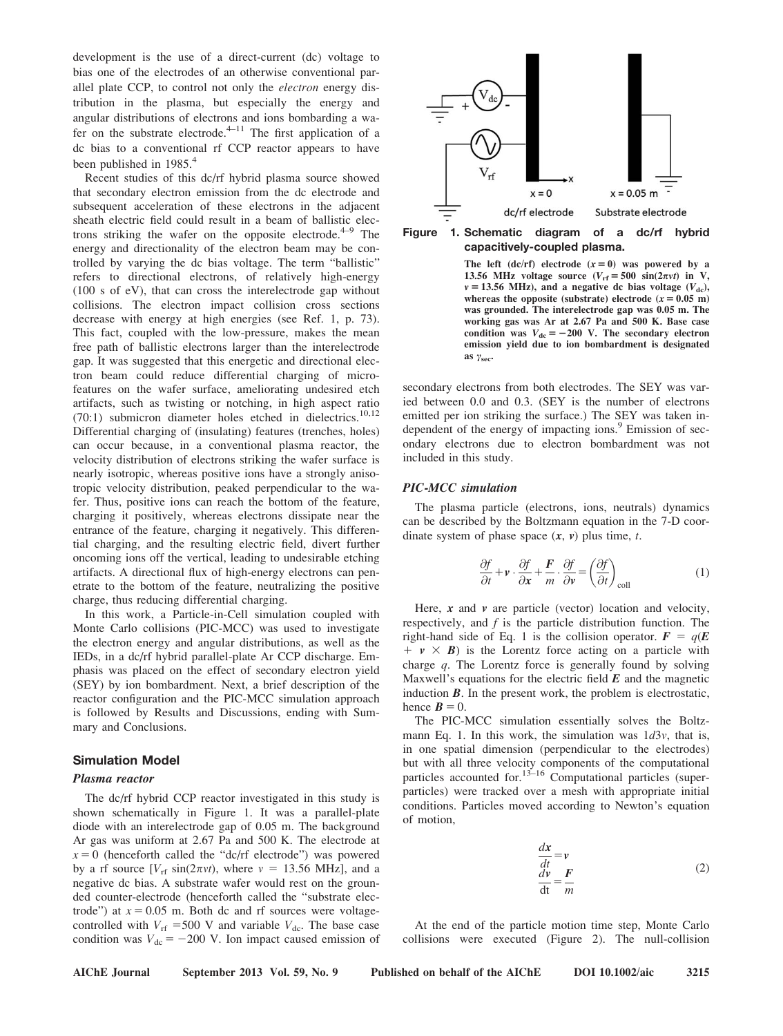development is the use of a direct-current (dc) voltage to bias one of the electrodes of an otherwise conventional parallel plate CCP, to control not only the *electron* energy distribution in the plasma, but especially the energy and angular distributions of electrons and ions bombarding a wafer on the substrate electrode.[4–11] The first application of a dc bias to a conventional rf CCP reactor appears to have been published in 1985.[4]

Recent studies of this dc/rf hybrid plasma source showed that secondary electron emission from the dc electrode and subsequent acceleration of these electrons in the adjacent sheath electric field could result in a beam of ballistic electrons striking the wafer on the opposite electrode.[4–9] The energy and directionality of the electron beam may be controlled by varying the dc bias voltage. The term "ballistic" refers to directional electrons, of relatively high-energy (100 s of eV), that can cross the interelectrode gap without collisions. The electron impact collision cross sections decrease with energy at high energies (see Ref. 1, p. 73). This fact, coupled with the low-pressure, makes the mean free path of ballistic electrons larger than the interelectrode gap. It was suggested that this energetic and directional electron beam could reduce differential charging of microfeatures on the wafer surface, ameliorating undesired etch artifacts, such as twisting or notching, in high aspect ratio (70:1) submicron diameter holes etched in dielectrics.[10,12] Differential charging of (insulating) features (trenches, holes) can occur because, in a conventional plasma reactor, the velocity distribution of electrons striking the wafer surface is nearly isotropic, whereas positive ions have a strongly anisotropic velocity distribution, peaked perpendicular to the wafer. Thus, positive ions can reach the bottom of the feature, charging it positively, whereas electrons dissipate near the entrance of the feature, charging it negatively. This differential charging, and the resulting electric field, divert further oncoming ions off the vertical, leading to undesirable etching artifacts. A directional flux of high-energy electrons can penetrate to the bottom of the feature, neutralizing the positive charge, thus reducing differential charging.

In this work, a Particle-in-Cell simulation coupled with Monte Carlo collisions (PIC-MCC) was used to investigate the electron energy and angular distributions, as well as the IEDs, in a dc/rf hybrid parallel-plate Ar CCP discharge. Emphasis was placed on the effect of secondary electron yield (SEY) by ion bombardment. Next, a brief description of the reactor configuration and the PIC-MCC simulation approach is followed by Results and Discussions, ending with Summary and Conclusions.

## Simulation Model

### *Plasma reactor*

The dc/rf hybrid CCP reactor investigated in this study is shown schematically in Figure 1. It was a parallel-plate diode with an interelectrode gap of 0.05 m. The background Ar gas was uniform at 2.67 Pa and 500 K. The electrode at $x = 0$ (henceforth called the "dc/rf electrode") was powered by a rf source [$V_{rf}$ $\sin(2\pi \nu t)$, where $\nu$ = 13.56 MHz], and a negative dc bias. A substrate wafer would rest on the grounded counter-electrode (henceforth called the "substrate electrode") at $x = 0.05$ m. Both dc and rf sources were voltage-controlled with $V_{rf}$ =500 V and variable $V_{dc}$. The base case condition was $V_{dc} = -200$ V. Ion impact caused emission of secondary electrons from both electrodes. The SEY was varied between 0.0 and 0.3. (SEY is the number of electrons emitted per ion striking the surface.) The SEY was taken independent of the energy of impacting ions.[9] Emission of secondary electrons due to electron bombardment was not included in this study.

**Figure 1. Schematic diagram of a dc/rf hybrid capacitively-coupled plasma.**

**The left (dc/rf) electrode ($x = 0$) was powered by a 13.56 MHz voltage source ($V_{rf} = 500$ $\sin(2\pi \nu t)$ in V, $\nu = 13.56$ MHz), and a negative dc bias voltage ($V_{dc}$), whereas the opposite (substrate) electrode ($x = 0.05$ m) was grounded. The interelectrode gap was 0.05 m. The working gas was Ar at 2.67 Pa and 500 K. Base case condition was $V_{dc} = -200$ V. The secondary electron emission yield due to ion bombardment is designated as $\gamma_{sec}$.**

### *PIC-MCC simulation*

The plasma particle (electrons, ions, neutrals) dynamics can be described by the Boltzmann equation in the 7-D coordinate system of phase space ($\boldsymbol{x}$, $\boldsymbol{v}$) plus time, $t$.

$$\frac{\partial f}{\partial t} + \boldsymbol{v} \cdot \frac{\partial f}{\partial \boldsymbol{x}} + \frac{\boldsymbol{F}}{m} \cdot \frac{\partial f}{\partial \boldsymbol{v}} = \left(\frac{\partial f}{\partial t}\right)_{\text{coll}} \tag{1}$$

Here, $\boldsymbol{x}$ and $\boldsymbol{v}$ are particle (vector) location and velocity, respectively, and $f$ is the particle distribution function. The right-hand side of Eq. 1 is the collision operator. $\boldsymbol{F} = q(\boldsymbol{E} + \boldsymbol{v} \times \boldsymbol{B})$ is the Lorentz force acting on a particle with charge $q$. The Lorentz force is generally found by solving Maxwell's equations for the electric field $\boldsymbol{E}$ and the magnetic induction $\boldsymbol{B}$. In the present work, the problem is electrostatic, hence $\boldsymbol{B} = 0$.

The PIC-MCC simulation essentially solves the Boltzmann Eq. 1. In this work, the simulation was $1d3v$, that is, in one spatial dimension (perpendicular to the electrodes) but with all three velocity components of the computational particles accounted for.[13–16] Computational particles (superparticles) were tracked over a mesh with appropriate initial conditions. Particles moved according to Newton's equation of motion,

$$\begin{aligned} \frac{d\boldsymbol{x}}{dt} &= \boldsymbol{v} \\ \frac{d\boldsymbol{v}}{\mathrm{d}t} &= \frac{\boldsymbol{F}}{m} \end{aligned} \tag{2}$$

At the end of the particle motion time step, Monte Carlo collisions were executed (Figure 2). The null-collision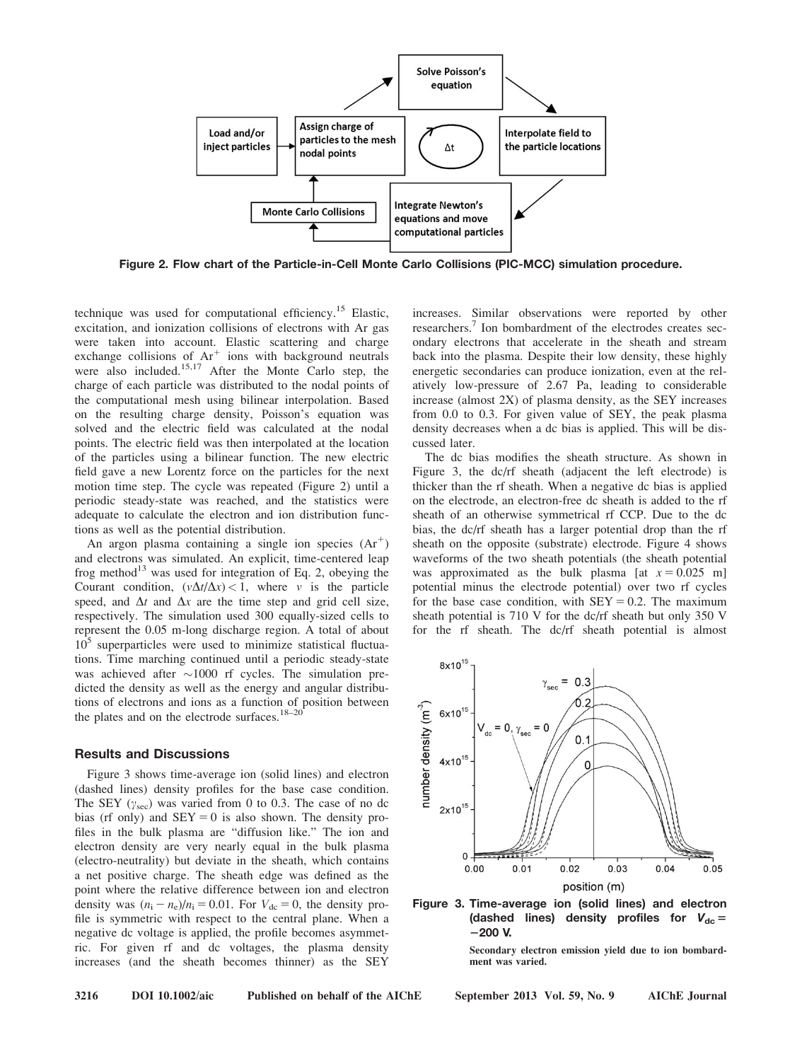Figure 2. Flow chart of the Particle-in-Cell Monte Carlo Collisions (PIC-MCC) simulation procedure.

technique was used for computational efficiency.[15] Elastic, excitation, and ionization collisions of electrons with Ar gas were taken into account. Elastic scattering and charge exchange collisions of $Ar^+$ ions with background neutrals were also included.[15,17] After the Monte Carlo step, the charge of each particle was distributed to the nodal points of the computational mesh using bilinear interpolation. Based on the resulting charge density, Poisson's equation was solved and the electric field was calculated at the nodal points. The electric field was then interpolated at the location of the particles using a bilinear function. The new electric field gave a new Lorentz force on the particles for the next motion time step. The cycle was repeated (Figure 2) until a periodic steady-state was reached, and the statistics were adequate to calculate the electron and ion distribution functions as well as the potential distribution.

An argon plasma containing a single ion species ($Ar^+$) and electrons was simulated. An explicit, time-centered leap frog method[13] was used for integration of Eq. 2, obeying the Courant condition, $(v\Delta t/\Delta x) < 1$, where $v$ is the particle speed, and $\Delta t$ and $\Delta x$ are the time step and grid cell size, respectively. The simulation used 300 equally-sized cells to represent the 0.05 m-long discharge region. A total of about $10^5$ superparticles were used to minimize statistical fluctuations. Time marching continued until a periodic steady-state was achieved after ~1000 rf cycles. The simulation predicted the density as well as the energy and angular distributions of electrons and ions as a function of position between the plates and on the electrode surfaces.[18–20]

## Results and Discussions

Figure 3 shows time-average ion (solid lines) and electron (dashed lines) density profiles for the base case condition. The SEY ($\gamma_{sec}$) was varied from 0 to 0.3. The case of no dc bias (rf only) and SEY = 0 is also shown. The density profiles in the bulk plasma are "diffusion like." The ion and electron density are very nearly equal in the bulk plasma (electro-neutrality) but deviate in the sheath, which contains a net positive charge. The sheath edge was defined as the point where the relative difference between ion and electron density was $(n_i - n_e)/n_i = 0.01$. For $V_{dc} = 0$, the density profile is symmetric with respect to the central plane. When a negative dc voltage is applied, the profile becomes asymmetric. For given rf and dc voltages, the plasma density increases (and the sheath becomes thinner) as the SEY increases. Similar observations were reported by other researchers.[7] Ion bombardment of the electrodes creates secondary electrons that accelerate in the sheath and stream back into the plasma. Despite their low density, these highly energetic secondaries can produce ionization, even at the relatively low-pressure of 2.67 Pa, leading to considerable increase (almost 2X) of plasma density, as the SEY increases from 0.0 to 0.3. For given value of SEY, the peak plasma density decreases when a dc bias is applied. This will be discussed later.

The dc bias modifies the sheath structure. As shown in Figure 3, the dc/rf sheath (adjacent the left electrode) is thicker than the rf sheath. When a negative dc bias is applied on the electrode, an electron-free dc sheath is added to the rf sheath of an otherwise symmetrical rf CCP. Due to the dc bias, the dc/rf sheath has a larger potential drop than the rf sheath on the opposite (substrate) electrode. Figure 4 shows waveforms of the two sheath potentials (the sheath potential was approximated as the bulk plasma [at $x = 0.025$ m] potential minus the electrode potential) over two rf cycles for the base case condition, with SEY = 0.2. The maximum sheath potential is 710 V for the dc/rf sheath but only 350 V for the rf sheath. The dc/rf sheath potential is almost

Figure 3. Time-average ion (solid lines) and electron (dashed lines) density profiles for $V_{dc} = -200$ V.

Secondary electron emission yield due to ion bombardment was varied.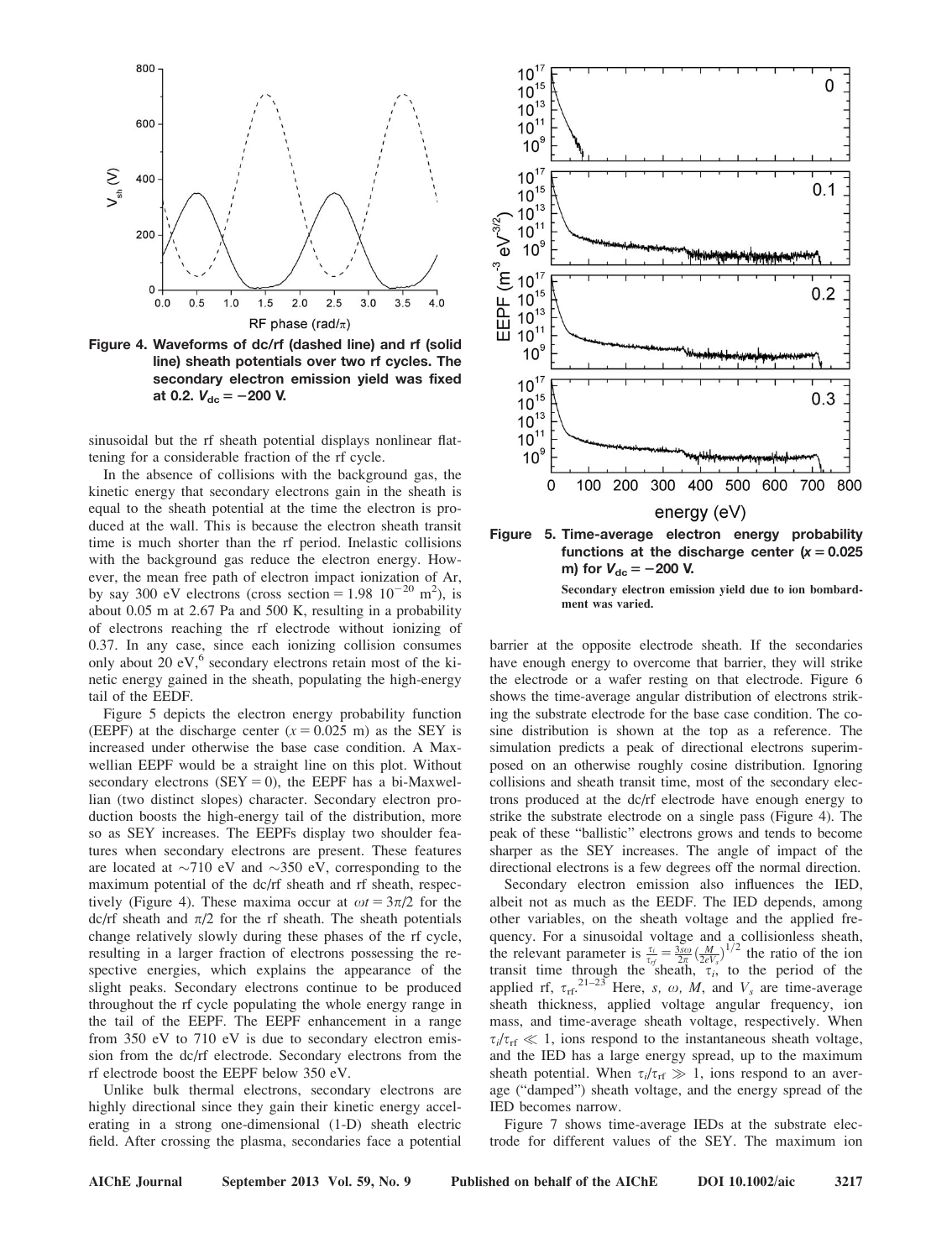Figure 4. Waveforms of dc/rf (dashed line) and rf (solid line) sheath potentials over two rf cycles. The secondary electron emission yield was fixed at 0.2. $V_{dc} = -200$ V.

sinusoidal but the rf sheath potential displays nonlinear flattening for a considerable fraction of the rf cycle.

In the absence of collisions with the background gas, the kinetic energy that secondary electrons gain in the sheath is equal to the sheath potential at the time the electron is produced at the wall. This is because the electron sheath transit time is much shorter than the rf period. Inelastic collisions with the background gas reduce the electron energy. However, the mean free path of electron impact ionization of Ar, by say 300 eV electrons (cross section = 1.98 $10^{-20}$ m$^2$), is about 0.05 m at 2.67 Pa and 500 K, resulting in a probability of electrons reaching the rf electrode without ionizing of 0.37. In any case, since each ionizing collision consumes only about 20 eV,[6] secondary electrons retain most of the kinetic energy gained in the sheath, populating the high-energy tail of the EEDF.

Figure 5 depicts the electron energy probability function (EEPF) at the discharge center ($x = 0.025$ m) as the SEY is increased under otherwise the base case condition. A Maxwellian EEPF would be a straight line on this plot. Without secondary electrons (SEY = 0), the EEPF has a bi-Maxwellian (two distinct slopes) character. Secondary electron production boosts the high-energy tail of the distribution, more so as SEY increases. The EEPFs display two shoulder features when secondary electrons are present. These features are located at ~710 eV and ~350 eV, corresponding to the maximum potential of the dc/rf sheath and rf sheath, respectively (Figure 4). These maxima occur at $\omega t = 3\pi/2$ for the dc/rf sheath and $\pi/2$ for the rf sheath. The sheath potentials change relatively slowly during these phases of the rf cycle, resulting in a larger fraction of electrons possessing the respective energies, which explains the appearance of the slight peaks. Secondary electrons continue to be produced throughout the rf cycle populating the whole energy range in the tail of the EEPF. The EEPF enhancement in a range from 350 eV to 710 eV is due to secondary electron emission from the dc/rf electrode. Secondary electrons from the rf electrode boost the EEPF below 350 eV.

Unlike bulk thermal electrons, secondary electrons are highly directional since they gain their kinetic energy accelerating in a strong one-dimensional (1-D) sheath electric field. After crossing the plasma, secondaries face a potential

Figure 5. Time-average electron energy probability functions at the discharge center ($x = 0.025$ m) for $V_{dc} = -200$ V.

Secondary electron emission yield due to ion bombardment was varied.

barrier at the opposite electrode sheath. If the secondaries have enough energy to overcome that barrier, they will strike the electrode or a wafer resting on that electrode. Figure 6 shows the time-average angular distribution of electrons striking the substrate electrode for the base case condition. The cosine distribution is shown at the top as a reference. The simulation predicts a peak of directional electrons superimposed on an otherwise roughly cosine distribution. Ignoring collisions and sheath transit time, most of the secondary electrons produced at the dc/rf electrode have enough energy to strike the substrate electrode on a single pass (Figure 4). The peak of these "ballistic" electrons grows and tends to become sharper as the SEY increases. The angle of impact of the directional electrons is a few degrees off the normal direction.

Secondary electron emission also influences the IED, albeit not as much as the EEDF. The IED depends, among other variables, on the sheath voltage and the applied frequency. For a sinusoidal voltage and a collisionless sheath, the relevant parameter is $\frac{\tau_i}{\tau_{rf}} = \frac{3s\omega}{2\pi}\left(\frac{M}{2eV_s}\right)^{1/2}$ the ratio of the ion transit time through the sheath, $\tau_i$, to the period of the applied rf, $\tau_{rf}$.[21–23] Here, $s$, $\omega$, $M$, and $V_s$ are time-average sheath thickness, applied voltage angular frequency, ion mass, and time-average sheath voltage, respectively. When $\tau_i/\tau_{rf} \ll 1$, ions respond to the instantaneous sheath voltage, and the IED has a large energy spread, up to the maximum sheath potential. When $\tau_i/\tau_{rf} \gg 1$, ions respond to an average ("damped") sheath voltage, and the energy spread of the IED becomes narrow.

Figure 7 shows time-average IEDs at the substrate electrode for different values of the SEY. The maximum ion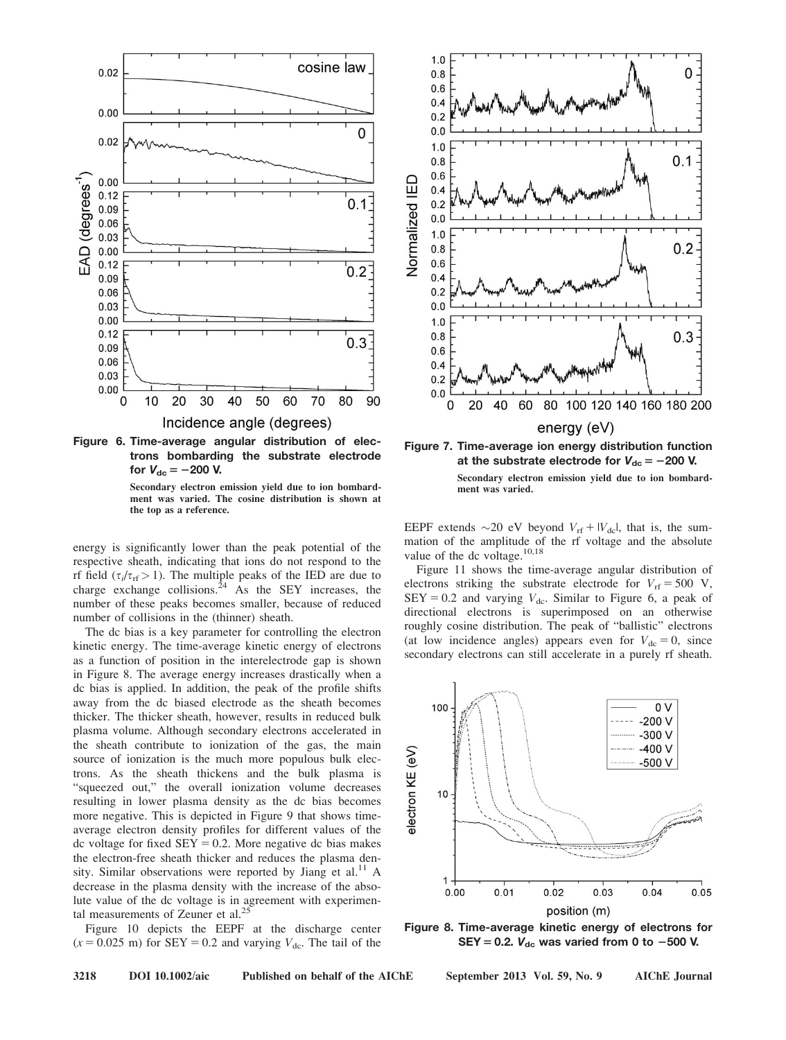Figure 6. Time-average angular distribution of electrons bombarding the substrate electrode for $V_{dc} = -200$ V.

Secondary electron emission yield due to ion bombardment was varied. The cosine distribution is shown at the top as a reference.

Figure 7. Time-average ion energy distribution function at the substrate electrode for $V_{dc} = -200$ V.

Secondary electron emission yield due to ion bombardment was varied.

energy is significantly lower than the peak potential of the respective sheath, indicating that ions do not respond to the rf field ($\tau_i/\tau_{rf} > 1$). The multiple peaks of the IED are due to charge exchange collisions.[24] As the SEY increases, the number of these peaks becomes smaller, because of reduced number of collisions in the (thinner) sheath.

The dc bias is a key parameter for controlling the electron kinetic energy. The time-average kinetic energy of electrons as a function of position in the interelectrode gap is shown in Figure 8. The average energy increases drastically when a dc bias is applied. In addition, the peak of the profile shifts away from the dc biased electrode as the sheath becomes thicker. The thicker sheath, however, results in reduced bulk plasma volume. Although secondary electrons accelerated in the sheath contribute to ionization of the gas, the main source of ionization is the much more populous bulk electrons. As the sheath thickens and the bulk plasma is "squeezed out," the overall ionization volume decreases resulting in lower plasma density as the dc bias becomes more negative. This is depicted in Figure 9 that shows time-average electron density profiles for different values of the dc voltage for fixed SEY = 0.2. More negative dc bias makes the electron-free sheath thicker and reduces the plasma density. Similar observations were reported by Jiang et al.[11] A decrease in the plasma density with the increase of the absolute value of the dc voltage is in agreement with experimental measurements of Zeuner et al.[25]

Figure 10 depicts the EEPF at the discharge center ($x = 0.025$ m) for SEY = 0.2 and varying $V_{dc}$. The tail of the EEPF extends ~20 eV beyond $V_{rf} + |V_{dc}|$, that is, the summation of the amplitude of the rf voltage and the absolute value of the dc voltage.[10,18]

Figure 11 shows the time-average angular distribution of electrons striking the substrate electrode for $V_{rf} = 500$ V, SEY = 0.2 and varying $V_{dc}$. Similar to Figure 6, a peak of directional electrons is superimposed on an otherwise roughly cosine distribution. The peak of "ballistic" electrons (at low incidence angles) appears even for $V_{dc} = 0$, since secondary electrons can still accelerate in a purely rf sheath.

Figure 8. Time-average kinetic energy of electrons for SEY = 0.2. $V_{dc}$ was varied from 0 to −500 V.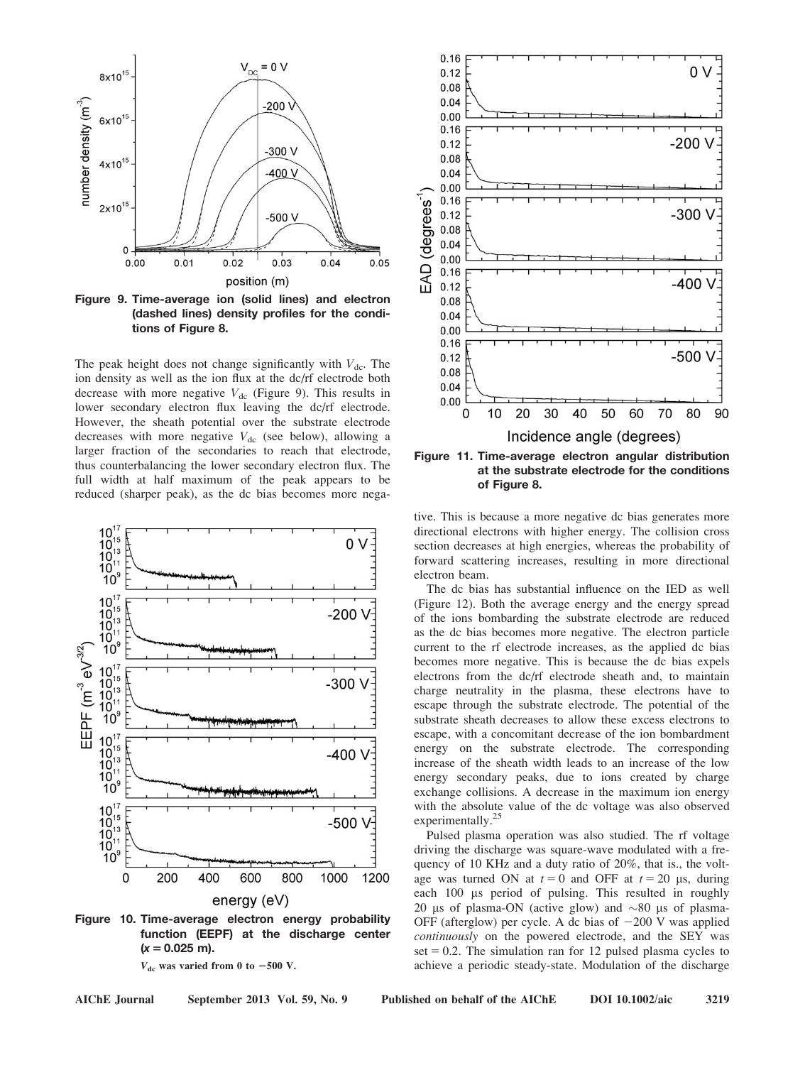Figure 9. Time-average ion (solid lines) and electron (dashed lines) density profiles for the conditions of Figure 8.

The peak height does not change significantly with $V_{dc}$. The ion density as well as the ion flux at the dc/rf electrode both decrease with more negative $V_{dc}$ (Figure 9). This results in lower secondary electron flux leaving the dc/rf electrode. However, the sheath potential over the substrate electrode decreases with more negative $V_{dc}$ (see below), allowing a larger fraction of the secondaries to reach that electrode, thus counterbalancing the lower secondary electron flux. The full width at half maximum of the peak appears to be reduced (sharper peak), as the dc bias becomes more negative. This is because a more negative dc bias generates more directional electrons with higher energy. The collision cross section decreases at high energies, whereas the probability of forward scattering increases, resulting in more directional electron beam.

Figure 10. Time-average electron energy probability function (EEPF) at the discharge center ($x = 0.025$ m).

$V_{dc}$ was varied from 0 to −500 V.

Figure 11. Time-average electron angular distribution at the substrate electrode for the conditions of Figure 8.

The dc bias has substantial influence on the IED as well (Figure 12). Both the average energy and the energy spread of the ions bombarding the substrate electrode are reduced as the dc bias becomes more negative. The electron particle current to the rf electrode increases, as the applied dc bias becomes more negative. This is because the dc bias expels electrons from the dc/rf electrode sheath and, to maintain charge neutrality in the plasma, these electrons have to escape through the substrate electrode. The potential of the substrate sheath decreases to allow these excess electrons to escape, with a concomitant decrease of the ion bombardment energy on the substrate electrode. The corresponding increase of the sheath width leads to an increase of the low energy secondary peaks, due to ions created by charge exchange collisions. A decrease in the maximum ion energy with the absolute value of the dc voltage was also observed experimentally.[25]

Pulsed plasma operation was also studied. The rf voltage driving the discharge was square-wave modulated with a frequency of 10 KHz and a duty ratio of 20%, that is., the voltage was turned ON at $t = 0$ and OFF at $t = 20$ μs, during each 100 μs period of pulsing. This resulted in roughly 20 μs of plasma-ON (active glow) and ~80 μs of plasma-OFF (afterglow) per cycle. A dc bias of −200 V was applied *continuously* on the powered electrode, and the SEY was set = 0.2. The simulation ran for 12 pulsed plasma cycles to achieve a periodic steady-state. Modulation of the discharge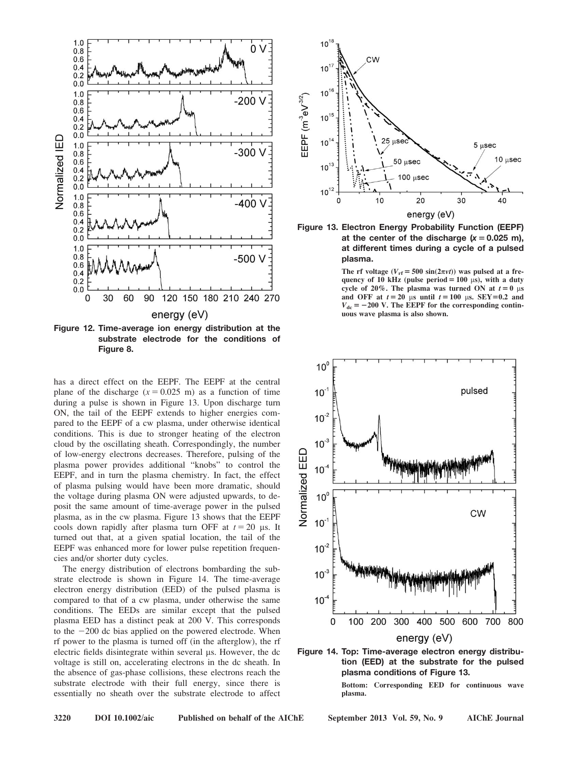Figure 12. Time-average ion energy distribution at the substrate electrode for the conditions of Figure 8.

Figure 13. Electron Energy Probability Function (EEPF) at the center of the discharge ($x = 0.025$ m), at different times during a cycle of a pulsed plasma.

**The rf voltage ($V_{rf} = 500 \sin(2\pi\nu t)$) was pulsed at a frequency of 10 kHz (pulse period = 100 μs), with a duty cycle of 20%. The plasma was turned ON at $t = 0$ μs and OFF at $t = 20$ μs until $t = 100$ μs. SEY = 0.2 and $V_{dc} = -200$ V. The EEPF for the corresponding continuous wave plasma is also shown.**

has a direct effect on the EEPF. The EEPF at the central plane of the discharge ($x = 0.025$ m) as a function of time during a pulse is shown in Figure 13. Upon discharge turn ON, the tail of the EEPF extends to higher energies compared to the EEPF of a cw plasma, under otherwise identical conditions. This is due to stronger heating of the electron cloud by the oscillating sheath. Correspondingly, the number of low-energy electrons decreases. Therefore, pulsing of the plasma power provides additional "knobs" to control the EEPF, and in turn the plasma chemistry. In fact, the effect of plasma pulsing would have been more dramatic, should the voltage during plasma ON were adjusted upwards, to deposit the same amount of time-average power in the pulsed plasma, as in the cw plasma. Figure 13 shows that the EEPF cools down rapidly after plasma turn OFF at $t = 20$ μs. It turned out that, at a given spatial location, the tail of the EEPF was enhanced more for lower pulse repetition frequencies and/or shorter duty cycles.

The energy distribution of electrons bombarding the substrate electrode is shown in Figure 14. The time-average electron energy distribution (EED) of the pulsed plasma is compared to that of a cw plasma, under otherwise the same conditions. The EEDs are similar except that the pulsed plasma EED has a distinct peak at 200 V. This corresponds to the −200 dc bias applied on the powered electrode. When rf power to the plasma is turned off (in the afterglow), the rf electric fields disintegrate within several μs. However, the dc voltage is still on, accelerating electrons in the dc sheath. In the absence of gas-phase collisions, these electrons reach the substrate electrode with their full energy, since there is essentially no sheath over the substrate electrode to affect

Figure 14. Top: Time-average electron energy distribution (EED) at the substrate for the pulsed plasma conditions of Figure 13.

**Bottom: Corresponding EED for continuous wave plasma.**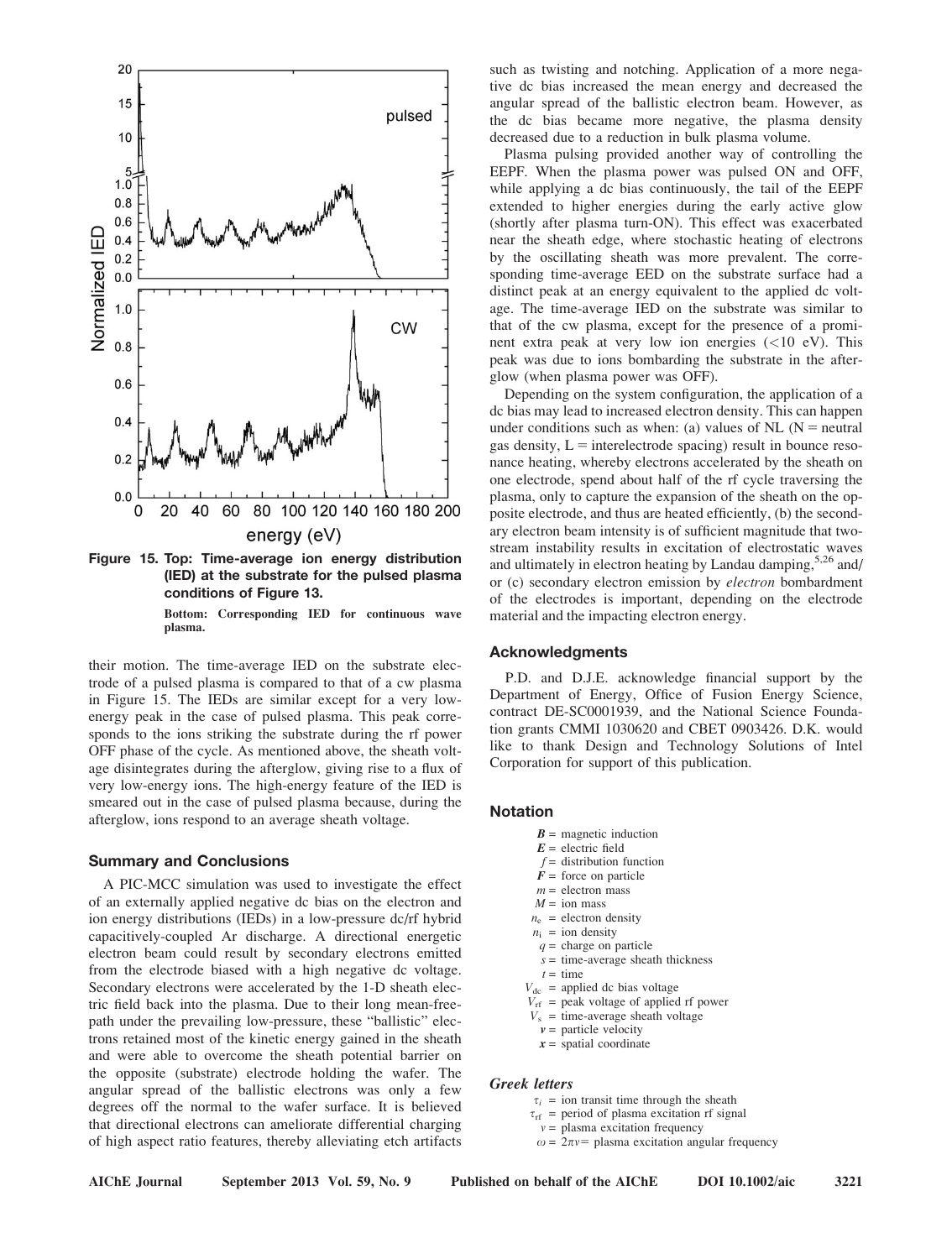20

15

10

5

1.0

0.8

0.6

0.4

0.2

0.0

pulsed

1.0

0.8

0.6

0.4

0.2

0.0

CW

Normalized IED

0 20 40 60 80 100 120 140 160 180 200

energy (eV)

**Figure 15. Top: Time-average ion energy distribution (IED) at the substrate for the pulsed plasma conditions of Figure 13.**

**Bottom: Corresponding IED for continuous wave plasma.**

their motion. The time-average IED on the substrate electrode of a pulsed plasma is compared to that of a cw plasma in Figure 15. The IEDs are similar except for a very low-energy peak in the case of pulsed plasma. This peak corresponds to the ions striking the substrate during the rf power OFF phase of the cycle. As mentioned above, the sheath voltage disintegrates during the afterglow, giving rise to a flux of very low-energy ions. The high-energy feature of the IED is smeared out in the case of pulsed plasma because, during the afterglow, ions respond to an average sheath voltage.

## Summary and Conclusions

A PIC-MCC simulation was used to investigate the effect of an externally applied negative dc bias on the electron and ion energy distributions (IEDs) in a low-pressure dc/rf hybrid capacitively-coupled Ar discharge. A directional energetic electron beam could result by secondary electrons emitted from the electrode biased with a high negative dc voltage. Secondary electrons were accelerated by the 1-D sheath electric field back into the plasma. Due to their long mean-free-path under the prevailing low-pressure, these "ballistic" electrons retained most of the kinetic energy gained in the sheath and were able to overcome the sheath potential barrier on the opposite (substrate) electrode holding the wafer. The angular spread of the ballistic electrons was only a few degrees off the normal to the wafer surface. It is believed that directional electrons can ameliorate differential charging of high aspect ratio features, thereby alleviating etch artifacts such as twisting and notching. Application of a more negative dc bias increased the mean energy and decreased the angular spread of the ballistic electron beam. However, as the dc bias became more negative, the plasma density decreased due to a reduction in bulk plasma volume.

Plasma pulsing provided another way of controlling the EEPF. When the plasma power was pulsed ON and OFF, while applying a dc bias continuously, the tail of the EEPF extended to higher energies during the early active glow (shortly after plasma turn-ON). This effect was exacerbated near the sheath edge, where stochastic heating of electrons by the oscillating sheath was more prevalent. The corresponding time-average EED on the substrate surface had a distinct peak at an energy equivalent to the applied dc voltage. The time-average IED on the substrate was similar to that of the cw plasma, except for the presence of a prominent extra peak at very low ion energies (<10 eV). This peak was due to ions bombarding the substrate in the afterglow (when plasma power was OFF).

Depending on the system configuration, the application of a dc bias may lead to increased electron density. This can happen under conditions such as when: (a) values of NL (N = neutral gas density, L = interelectrode spacing) result in bounce resonance heating, whereby electrons accelerated by the sheath on one electrode, spend about half of the rf cycle traversing the plasma, only to capture the expansion of the sheath on the opposite electrode, and thus are heated efficiently, (b) the secondary electron beam intensity is of sufficient magnitude that two-stream instability results in excitation of electrostatic waves and ultimately in electron heating by Landau damping,[5,26] and/or (c) secondary electron emission by *electron* bombardment of the electrodes is important, depending on the electrode material and the impacting electron energy.

## Acknowledgments

P.D. and D.J.E. acknowledge financial support by the Department of Energy, Office of Fusion Energy Science, contract DE-SC0001939, and the National Science Foundation grants CMMI 1030620 and CBET 0903426. D.K. would like to thank Design and Technology Solutions of Intel Corporation for support of this publication.

## Notation

- $\boldsymbol{B}$ = magnetic induction
- $\boldsymbol{E}$ = electric field
- $f$ = distribution function
- $\boldsymbol{F}$ = force on particle
- $m$ = electron mass
- $M$ = ion mass
- $n_e$ = electron density
- $n_i$ = ion density
- $q$ = charge on particle
- $s$ = time-average sheath thickness
- $t$ = time
- $V_{dc}$ = applied dc bias voltage
- $V_{rf}$ = peak voltage of applied rf power
- $V_s$ = time-average sheath voltage
- $\boldsymbol{v}$ = particle velocity
- $\boldsymbol{x}$ = spatial coordinate

### *Greek letters*

- $\tau_i$ = ion transit time through the sheath
- $\tau_{rf}$ = period of plasma excitation rf signal
- $\nu$ = plasma excitation frequency
- $\omega = 2\pi\nu$ = plasma excitation angular frequency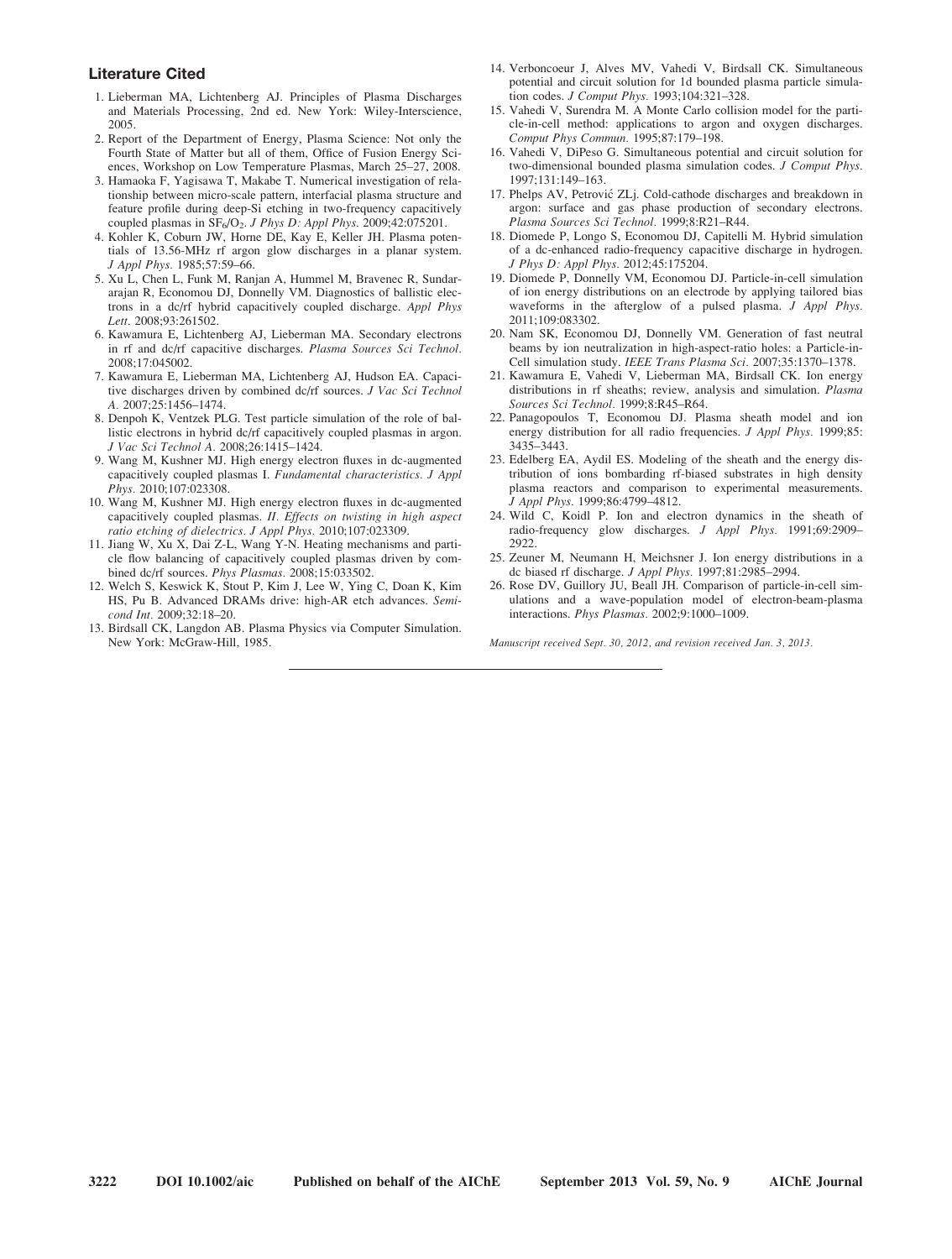## Literature Cited

1. Lieberman MA, Lichtenberg AJ. Principles of Plasma Discharges and Materials Processing, 2nd ed. New York: Wiley-Interscience, 2005.
2. Report of the Department of Energy, Plasma Science: Not only the Fourth State of Matter but all of them, Office of Fusion Energy Sciences, Workshop on Low Temperature Plasmas, March 25–27, 2008.
3. Hamaoka F, Yagisawa T, Makabe T. Numerical investigation of relationship between micro-scale pattern, interfacial plasma structure and feature profile during deep-Si etching in two-frequency capacitively coupled plasmas in $SF_6/O_2$. *J Phys D: Appl Phys.* 2009;42:075201.
4. Kohler K, Coburn JW, Horne DE, Kay E, Keller JH. Plasma potentials of 13.56-MHz rf argon glow discharges in a planar system. *J Appl Phys.* 1985;57:59–66.
5. Xu L, Chen L, Funk M, Ranjan A, Hummel M, Bravenec R, Sundararajan R, Economou DJ, Donnelly VM. Diagnostics of ballistic electrons in a dc/rf hybrid capacitively coupled discharge. *Appl Phys Lett*. 2008;93:261502.
6. Kawamura E, Lichtenberg AJ, Lieberman MA. Secondary electrons in rf and dc/rf capacitive discharges. *Plasma Sources Sci Technol.* 2008;17:045002.
7. Kawamura E, Lieberman MA, Lichtenberg AJ, Hudson EA. Capacitive discharges driven by combined dc/rf sources. *J Vac Sci Technol A*. 2007;25:1456–1474.
8. Denpoh K, Ventzek PLG. Test particle simulation of the role of ballistic electrons in hybrid dc/rf capacitively coupled plasmas in argon. *J Vac Sci Technol A*. 2008;26:1415–1424.
9. Wang M, Kushner MJ. High energy electron fluxes in dc-augmented capacitively coupled plasmas I. *Fundamental characteristics. J Appl Phys.* 2010;107:023308.
10. Wang M, Kushner MJ. High energy electron fluxes in dc-augmented capacitively coupled plasmas. *II. Effects on twisting in high aspect ratio etching of dielectrics. J Appl Phys.* 2010;107:023309.
11. Jiang W, Xu X, Dai Z-L, Wang Y-N. Heating mechanisms and particle flow balancing of capacitively coupled plasmas driven by combined dc/rf sources. *Phys Plasmas*. 2008;15:033502.
12. Welch S, Keswick K, Stout P, Kim J, Lee W, Ying C, Doan K, Kim HS, Pu B. Advanced DRAMs drive: high-AR etch advances. *Semicond Int.* 2009;32:18–20.
13. Birdsall CK, Langdon AB. Plasma Physics via Computer Simulation. New York: McGraw-Hill, 1985.
14. Verboncoeur J, Alves MV, Vahedi V, Birdsall CK. Simultaneous potential and circuit solution for 1d bounded plasma particle simulation codes. *J Comput Phys.* 1993;104:321–328.
15. Vahedi V, Surendra M. A Monte Carlo collision model for the particle-in-cell method: applications to argon and oxygen discharges. *Comput Phys Commun.* 1995;87:179–198.
16. Vahedi V, DiPeso G. Simultaneous potential and circuit solution for two-dimensional bounded plasma simulation codes. *J Comput Phys.* 1997;131:149–163.
17. Phelps AV, Petrović ZLj. Cold-cathode discharges and breakdown in argon: surface and gas phase production of secondary electrons. *Plasma Sources Sci Technol*. 1999;8:R21–R44.
18. Diomede P, Longo S, Economou DJ, Capitelli M. Hybrid simulation of a dc-enhanced radio-frequency capacitive discharge in hydrogen. *J Phys D: Appl Phys.* 2012;45:175204.
19. Diomede P, Donnelly VM, Economou DJ. Particle-in-cell simulation of ion energy distributions on an electrode by applying tailored bias waveforms in the afterglow of a pulsed plasma. *J Appl Phys.* 2011;109:083302.
20. Nam SK, Economou DJ, Donnelly VM. Generation of fast neutral beams by ion neutralization in high-aspect-ratio holes: a Particle-in-Cell simulation study. *IEEE Trans Plasma Sci*. 2007;35:1370–1378.
21. Kawamura E, Vahedi V, Lieberman MA, Birdsall CK. Ion energy distributions in rf sheaths; review, analysis and simulation. *Plasma Sources Sci Technol.* 1999;8:R45–R64.
22. Panagopoulos T, Economou DJ. Plasma sheath model and ion energy distribution for all radio frequencies. *J Appl Phys.* 1999;85: 3435–3443.
23. Edelberg EA, Aydil ES. Modeling of the sheath and the energy distribution of ions bombarding rf-biased substrates in high density plasma reactors and comparison to experimental measurements. *J Appl Phys*. 1999;86:4799–4812.
24. Wild C, Koidl P. Ion and electron dynamics in the sheath of radio-frequency glow discharges. *J Appl Phys.* 1991;69:2909–2922.
25. Zeuner M, Neumann H, Meichsner J. Ion energy distributions in a dc biased rf discharge. *J Appl Phys.* 1997;81:2985–2994.
26. Rose DV, Guillory JU, Beall JH. Comparison of particle-in-cell simulations and a wave-population model of electron-beam-plasma interactions. *Phys Plasmas*. 2002;9:1000–1009.

*Manuscript received Sept. 30, 2012, and revision received Jan. 3, 2013.*